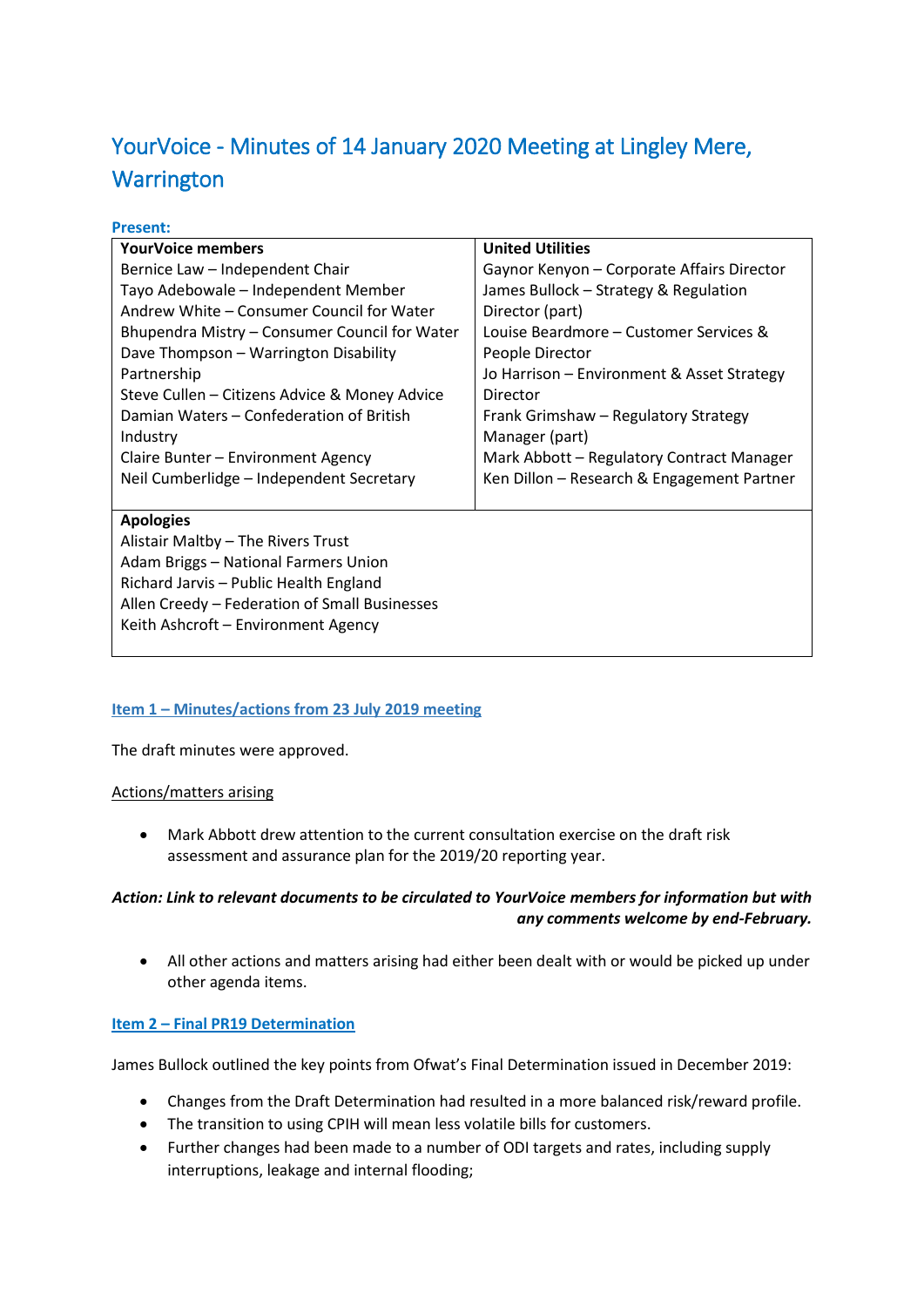# YourVoice - Minutes of 14 January 2020 Meeting at Lingley Mere, Warrington

**Present:**

| YourVoice members | United Utilities |
| --- | --- |
| Bernice Law – Independent Chair<br>Tayo Adebowale – Independent Member<br>Andrew White – Consumer Council for Water<br>Bhupendra Mistry – Consumer Council for Water<br>Dave Thompson – Warrington Disability Partnership<br>Steve Cullen – Citizens Advice & Money Advice<br>Damian Waters – Confederation of British Industry<br>Claire Bunter – Environment Agency<br>Neil Cumberlidge – Independent Secretary | Gaynor Kenyon – Corporate Affairs Director<br>James Bullock – Strategy & Regulation Director (part)<br>Louise Beardmore – Customer Services & People Director<br>Jo Harrison – Environment & Asset Strategy Director<br>Frank Grimshaw – Regulatory Strategy Manager (part)<br>Mark Abbott – Regulatory Contract Manager<br>Ken Dillon – Research & Engagement Partner |
| **Apologies**<br>Alistair Maltby – The Rivers Trust<br>Adam Briggs – National Farmers Union<br>Richard Jarvis – Public Health England<br>Allen Creedy – Federation of Small Businesses<br>Keith Ashcroft – Environment Agency | |

## Item 1 – Minutes/actions from 23 July 2019 meeting

The draft minutes were approved.

Actions/matters arising

- Mark Abbott drew attention to the current consultation exercise on the draft risk assessment and assurance plan for the 2019/20 reporting year.

***Action: Link to relevant documents to be circulated to YourVoice members for information but with any comments welcome by end-February.***

- All other actions and matters arising had either been dealt with or would be picked up under other agenda items.

## Item 2 – Final PR19 Determination

James Bullock outlined the key points from Ofwat's Final Determination issued in December 2019:

- Changes from the Draft Determination had resulted in a more balanced risk/reward profile.
- The transition to using CPIH will mean less volatile bills for customers.
- Further changes had been made to a number of ODI targets and rates, including supply interruptions, leakage and internal flooding;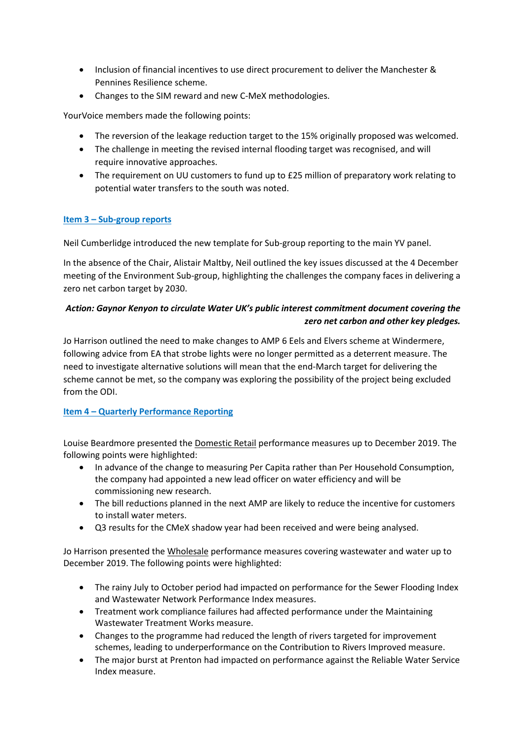- Inclusion of financial incentives to use direct procurement to deliver the Manchester & Pennines Resilience scheme.
- Changes to the SIM reward and new C-MeX methodologies.

YourVoice members made the following points:

- The reversion of the leakage reduction target to the 15% originally proposed was welcomed.
- The challenge in meeting the revised internal flooding target was recognised, and will require innovative approaches.
- The requirement on UU customers to fund up to £25 million of preparatory work relating to potential water transfers to the south was noted.

## Item 3 – Sub-group reports

Neil Cumberlidge introduced the new template for Sub-group reporting to the main YV panel.

In the absence of the Chair, Alistair Maltby, Neil outlined the key issues discussed at the 4 December meeting of the Environment Sub-group, highlighting the challenges the company faces in delivering a zero net carbon target by 2030.

***Action: Gaynor Kenyon to circulate Water UK's public interest commitment document covering the zero net carbon and other key pledges.***

Jo Harrison outlined the need to make changes to AMP 6 Eels and Elvers scheme at Windermere, following advice from EA that strobe lights were no longer permitted as a deterrent measure. The need to investigate alternative solutions will mean that the end-March target for delivering the scheme cannot be met, so the company was exploring the possibility of the project being excluded from the ODI.

## Item 4 – Quarterly Performance Reporting

Louise Beardmore presented the Domestic Retail performance measures up to December 2019. The following points were highlighted:

- In advance of the change to measuring Per Capita rather than Per Household Consumption, the company had appointed a new lead officer on water efficiency and will be commissioning new research.
- The bill reductions planned in the next AMP are likely to reduce the incentive for customers to install water meters.
- Q3 results for the CMeX shadow year had been received and were being analysed.

Jo Harrison presented the Wholesale performance measures covering wastewater and water up to December 2019. The following points were highlighted:

- The rainy July to October period had impacted on performance for the Sewer Flooding Index and Wastewater Network Performance Index measures.
- Treatment work compliance failures had affected performance under the Maintaining Wastewater Treatment Works measure.
- Changes to the programme had reduced the length of rivers targeted for improvement schemes, leading to underperformance on the Contribution to Rivers Improved measure.
- The major burst at Prenton had impacted on performance against the Reliable Water Service Index measure.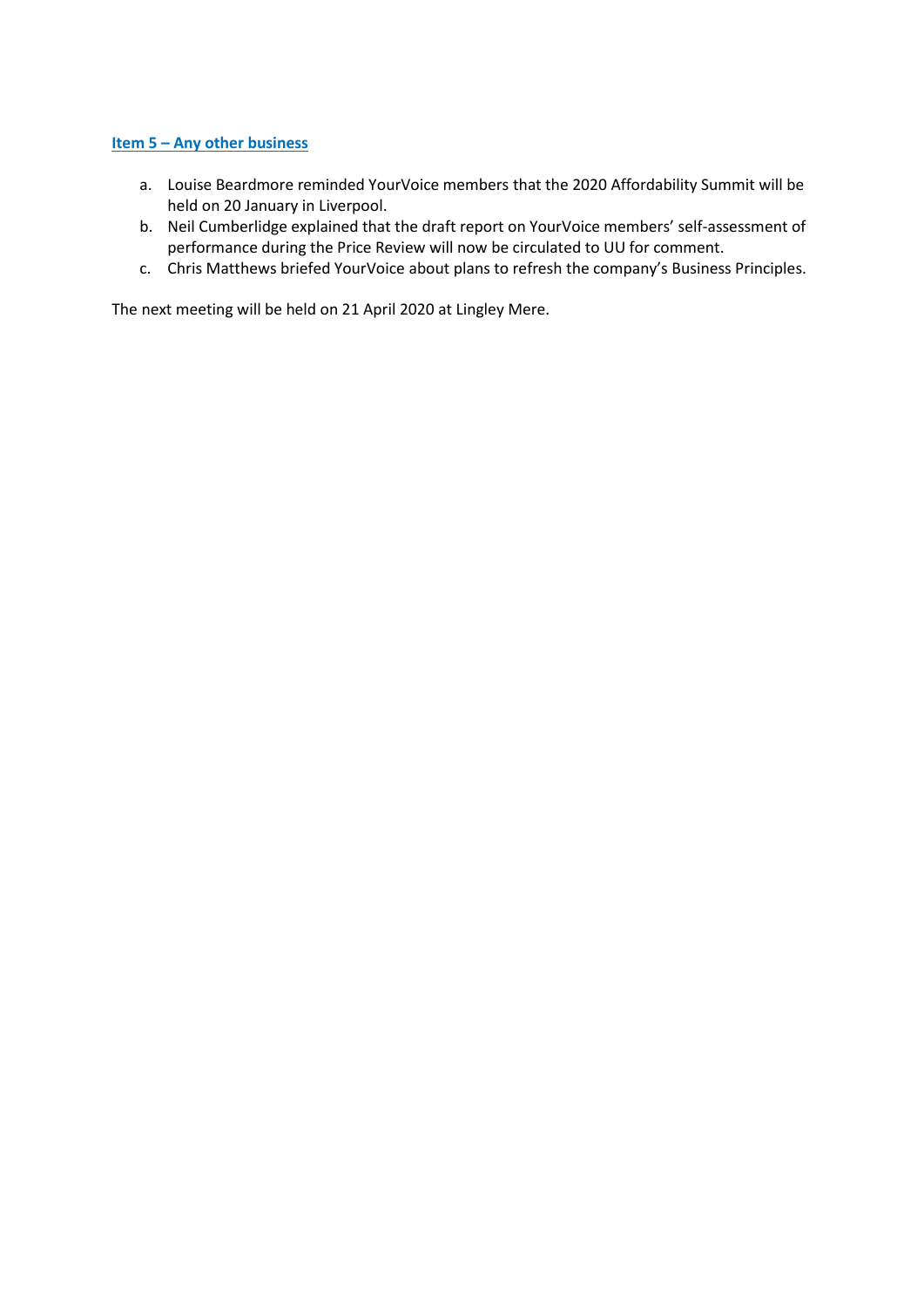## Item 5 – Any other business

a. Louise Beardmore reminded YourVoice members that the 2020 Affordability Summit will be held on 20 January in Liverpool.
b. Neil Cumberlidge explained that the draft report on YourVoice members' self-assessment of performance during the Price Review will now be circulated to UU for comment.
c. Chris Matthews briefed YourVoice about plans to refresh the company's Business Principles.

The next meeting will be held on 21 April 2020 at Lingley Mere.